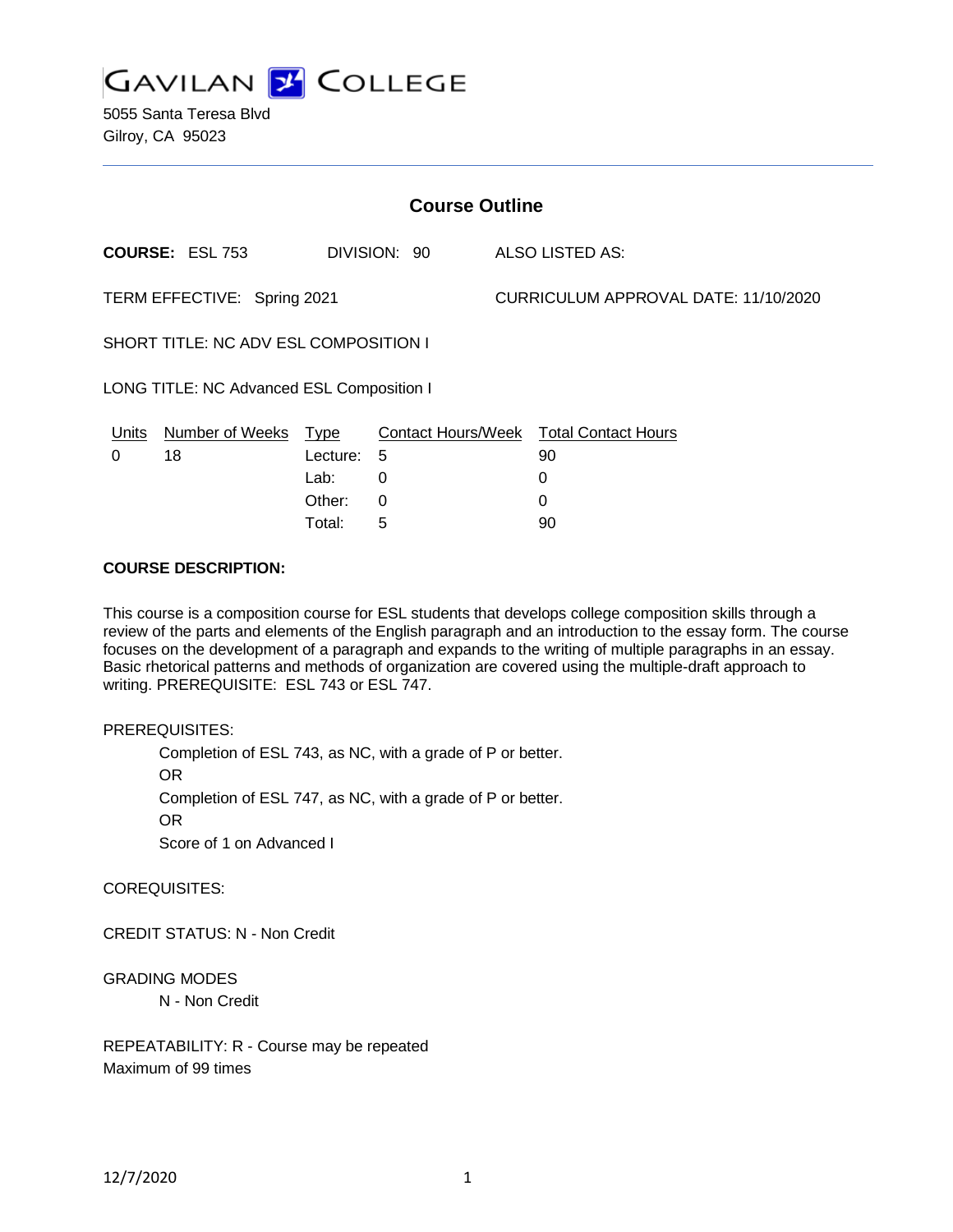# GAVILAN COLLEGE

5055 Santa Teresa Blvd
Gilroy, CA 95023

## Course Outline

**COURSE:** ESL 753 DIVISION: 90 ALSO LISTED AS:

TERM EFFECTIVE: Spring 2021 CURRICULUM APPROVAL DATE: 11/10/2020

SHORT TITLE: NC ADV ESL COMPOSITION I

LONG TITLE: NC Advanced ESL Composition I

| Units | Number of Weeks | Type | Contact Hours/Week | Total Contact Hours |
|---|---|---|---|---|
| 0 | 18 | Lecture: | 5 | 90 |
| | | Lab: | 0 | 0 |
| | | Other: | 0 | 0 |
| | | Total: | 5 | 90 |

**COURSE DESCRIPTION:**

This course is a composition course for ESL students that develops college composition skills through a review of the parts and elements of the English paragraph and an introduction to the essay form. The course focuses on the development of a paragraph and expands to the writing of multiple paragraphs in an essay. Basic rhetorical patterns and methods of organization are covered using the multiple-draft approach to writing. PREREQUISITE: ESL 743 or ESL 747.

PREREQUISITES:

Completion of ESL 743, as NC, with a grade of P or better.
OR
Completion of ESL 747, as NC, with a grade of P or better.
OR
Score of 1 on Advanced I

COREQUISITES:

CREDIT STATUS: N - Non Credit

GRADING MODES
N - Non Credit

REPEATABILITY: R - Course may be repeated
Maximum of 99 times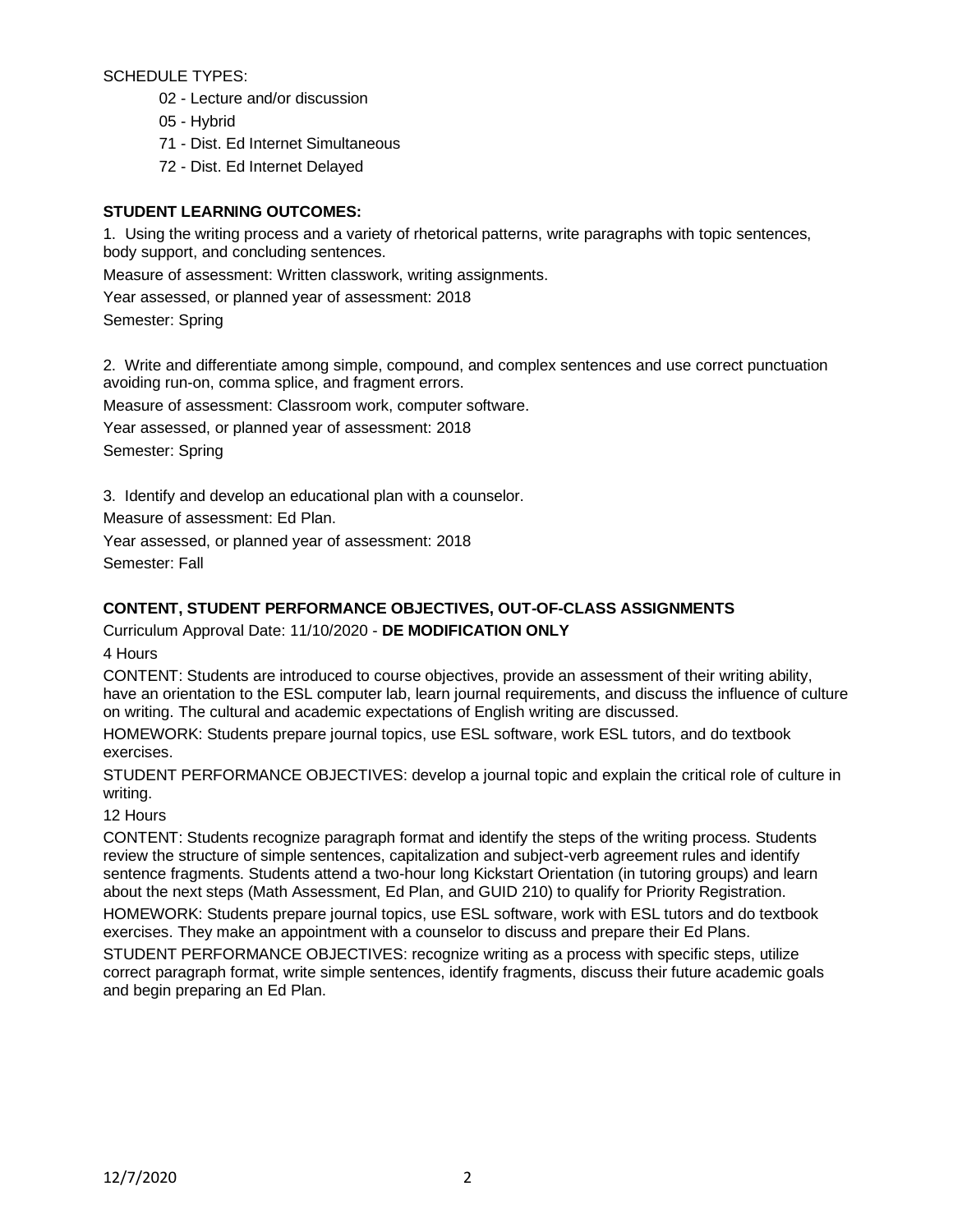SCHEDULE TYPES:

- 02 - Lecture and/or discussion
- 05 - Hybrid
- 71 - Dist. Ed Internet Simultaneous
- 72 - Dist. Ed Internet Delayed

**STUDENT LEARNING OUTCOMES:**

1. Using the writing process and a variety of rhetorical patterns, write paragraphs with topic sentences, body support, and concluding sentences.

Measure of assessment: Written classwork, writing assignments.

Year assessed, or planned year of assessment: 2018

Semester: Spring

2. Write and differentiate among simple, compound, and complex sentences and use correct punctuation avoiding run-on, comma splice, and fragment errors.

Measure of assessment: Classroom work, computer software.

Year assessed, or planned year of assessment: 2018

Semester: Spring

3. Identify and develop an educational plan with a counselor.

Measure of assessment: Ed Plan.

Year assessed, or planned year of assessment: 2018

Semester: Fall

**CONTENT, STUDENT PERFORMANCE OBJECTIVES, OUT-OF-CLASS ASSIGNMENTS**

Curriculum Approval Date: 11/10/2020 - **DE MODIFICATION ONLY**

4 Hours

CONTENT: Students are introduced to course objectives, provide an assessment of their writing ability, have an orientation to the ESL computer lab, learn journal requirements, and discuss the influence of culture on writing. The cultural and academic expectations of English writing are discussed.

HOMEWORK: Students prepare journal topics, use ESL software, work ESL tutors, and do textbook exercises.

STUDENT PERFORMANCE OBJECTIVES: develop a journal topic and explain the critical role of culture in writing.

12 Hours

CONTENT: Students recognize paragraph format and identify the steps of the writing process. Students review the structure of simple sentences, capitalization and subject-verb agreement rules and identify sentence fragments. Students attend a two-hour long Kickstart Orientation (in tutoring groups) and learn about the next steps (Math Assessment, Ed Plan, and GUID 210) to qualify for Priority Registration.

HOMEWORK: Students prepare journal topics, use ESL software, work with ESL tutors and do textbook exercises. They make an appointment with a counselor to discuss and prepare their Ed Plans.

STUDENT PERFORMANCE OBJECTIVES: recognize writing as a process with specific steps, utilize correct paragraph format, write simple sentences, identify fragments, discuss their future academic goals and begin preparing an Ed Plan.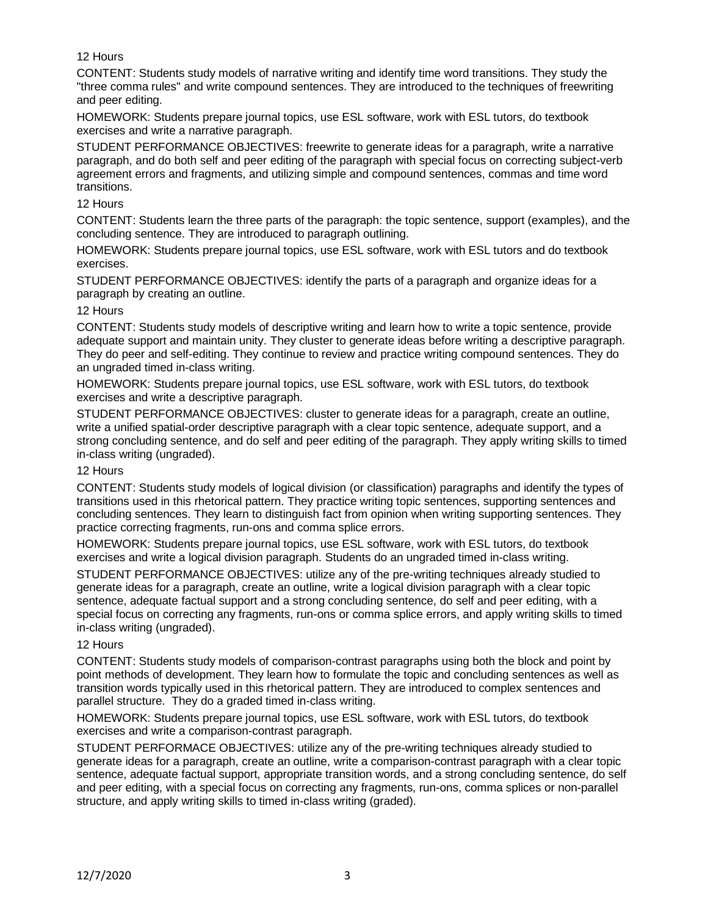12 Hours

CONTENT: Students study models of narrative writing and identify time word transitions. They study the "three comma rules" and write compound sentences. They are introduced to the techniques of freewriting and peer editing.

HOMEWORK: Students prepare journal topics, use ESL software, work with ESL tutors, do textbook exercises and write a narrative paragraph.

STUDENT PERFORMANCE OBJECTIVES: freewrite to generate ideas for a paragraph, write a narrative paragraph, and do both self and peer editing of the paragraph with special focus on correcting subject-verb agreement errors and fragments, and utilizing simple and compound sentences, commas and time word transitions.

12 Hours

CONTENT: Students learn the three parts of the paragraph: the topic sentence, support (examples), and the concluding sentence. They are introduced to paragraph outlining.

HOMEWORK: Students prepare journal topics, use ESL software, work with ESL tutors and do textbook exercises.

STUDENT PERFORMANCE OBJECTIVES: identify the parts of a paragraph and organize ideas for a paragraph by creating an outline.

12 Hours

CONTENT: Students study models of descriptive writing and learn how to write a topic sentence, provide adequate support and maintain unity. They cluster to generate ideas before writing a descriptive paragraph. They do peer and self-editing. They continue to review and practice writing compound sentences. They do an ungraded timed in-class writing.

HOMEWORK: Students prepare journal topics, use ESL software, work with ESL tutors, do textbook exercises and write a descriptive paragraph.

STUDENT PERFORMANCE OBJECTIVES: cluster to generate ideas for a paragraph, create an outline, write a unified spatial-order descriptive paragraph with a clear topic sentence, adequate support, and a strong concluding sentence, and do self and peer editing of the paragraph. They apply writing skills to timed in-class writing (ungraded).

12 Hours

CONTENT: Students study models of logical division (or classification) paragraphs and identify the types of transitions used in this rhetorical pattern. They practice writing topic sentences, supporting sentences and concluding sentences. They learn to distinguish fact from opinion when writing supporting sentences. They practice correcting fragments, run-ons and comma splice errors.

HOMEWORK: Students prepare journal topics, use ESL software, work with ESL tutors, do textbook exercises and write a logical division paragraph. Students do an ungraded timed in-class writing.

STUDENT PERFORMANCE OBJECTIVES: utilize any of the pre-writing techniques already studied to generate ideas for a paragraph, create an outline, write a logical division paragraph with a clear topic sentence, adequate factual support and a strong concluding sentence, do self and peer editing, with a special focus on correcting any fragments, run-ons or comma splice errors, and apply writing skills to timed in-class writing (ungraded).

12 Hours

CONTENT: Students study models of comparison-contrast paragraphs using both the block and point by point methods of development. They learn how to formulate the topic and concluding sentences as well as transition words typically used in this rhetorical pattern. They are introduced to complex sentences and parallel structure. They do a graded timed in-class writing.

HOMEWORK: Students prepare journal topics, use ESL software, work with ESL tutors, do textbook exercises and write a comparison-contrast paragraph.

STUDENT PERFORMACE OBJECTIVES: utilize any of the pre-writing techniques already studied to generate ideas for a paragraph, create an outline, write a comparison-contrast paragraph with a clear topic sentence, adequate factual support, appropriate transition words, and a strong concluding sentence, do self and peer editing, with a special focus on correcting any fragments, run-ons, comma splices or non-parallel structure, and apply writing skills to timed in-class writing (graded).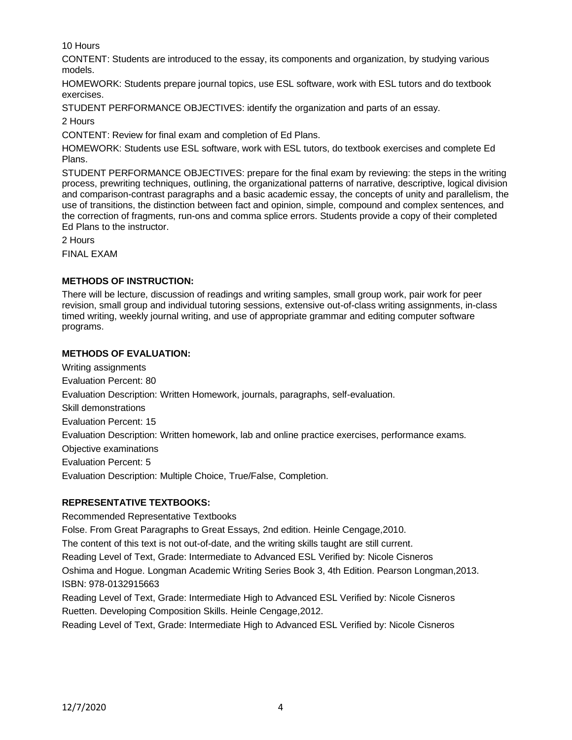10 Hours

CONTENT: Students are introduced to the essay, its components and organization, by studying various models.

HOMEWORK: Students prepare journal topics, use ESL software, work with ESL tutors and do textbook exercises.

STUDENT PERFORMANCE OBJECTIVES: identify the organization and parts of an essay.

2 Hours

CONTENT: Review for final exam and completion of Ed Plans.

HOMEWORK: Students use ESL software, work with ESL tutors, do textbook exercises and complete Ed Plans.

STUDENT PERFORMANCE OBJECTIVES: prepare for the final exam by reviewing: the steps in the writing process, prewriting techniques, outlining, the organizational patterns of narrative, descriptive, logical division and comparison-contrast paragraphs and a basic academic essay, the concepts of unity and parallelism, the use of transitions, the distinction between fact and opinion, simple, compound and complex sentences, and the correction of fragments, run-ons and comma splice errors. Students provide a copy of their completed Ed Plans to the instructor.

2 Hours

FINAL EXAM

**METHODS OF INSTRUCTION:**

There will be lecture, discussion of readings and writing samples, small group work, pair work for peer revision, small group and individual tutoring sessions, extensive out-of-class writing assignments, in-class timed writing, weekly journal writing, and use of appropriate grammar and editing computer software programs.

**METHODS OF EVALUATION:**

Writing assignments

Evaluation Percent: 80

Evaluation Description: Written Homework, journals, paragraphs, self-evaluation.

Skill demonstrations

Evaluation Percent: 15

Evaluation Description: Written homework, lab and online practice exercises, performance exams.

Objective examinations

Evaluation Percent: 5

Evaluation Description: Multiple Choice, True/False, Completion.

**REPRESENTATIVE TEXTBOOKS:**

Recommended Representative Textbooks

Folse. From Great Paragraphs to Great Essays, 2nd edition. Heinle Cengage,2010.

The content of this text is not out-of-date, and the writing skills taught are still current.

Reading Level of Text, Grade: Intermediate to Advanced ESL Verified by: Nicole Cisneros

Oshima and Hogue. Longman Academic Writing Series Book 3, 4th Edition. Pearson Longman,2013.

ISBN: 978-0132915663

Reading Level of Text, Grade: Intermediate High to Advanced ESL Verified by: Nicole Cisneros

Ruetten. Developing Composition Skills. Heinle Cengage,2012.

Reading Level of Text, Grade: Intermediate High to Advanced ESL Verified by: Nicole Cisneros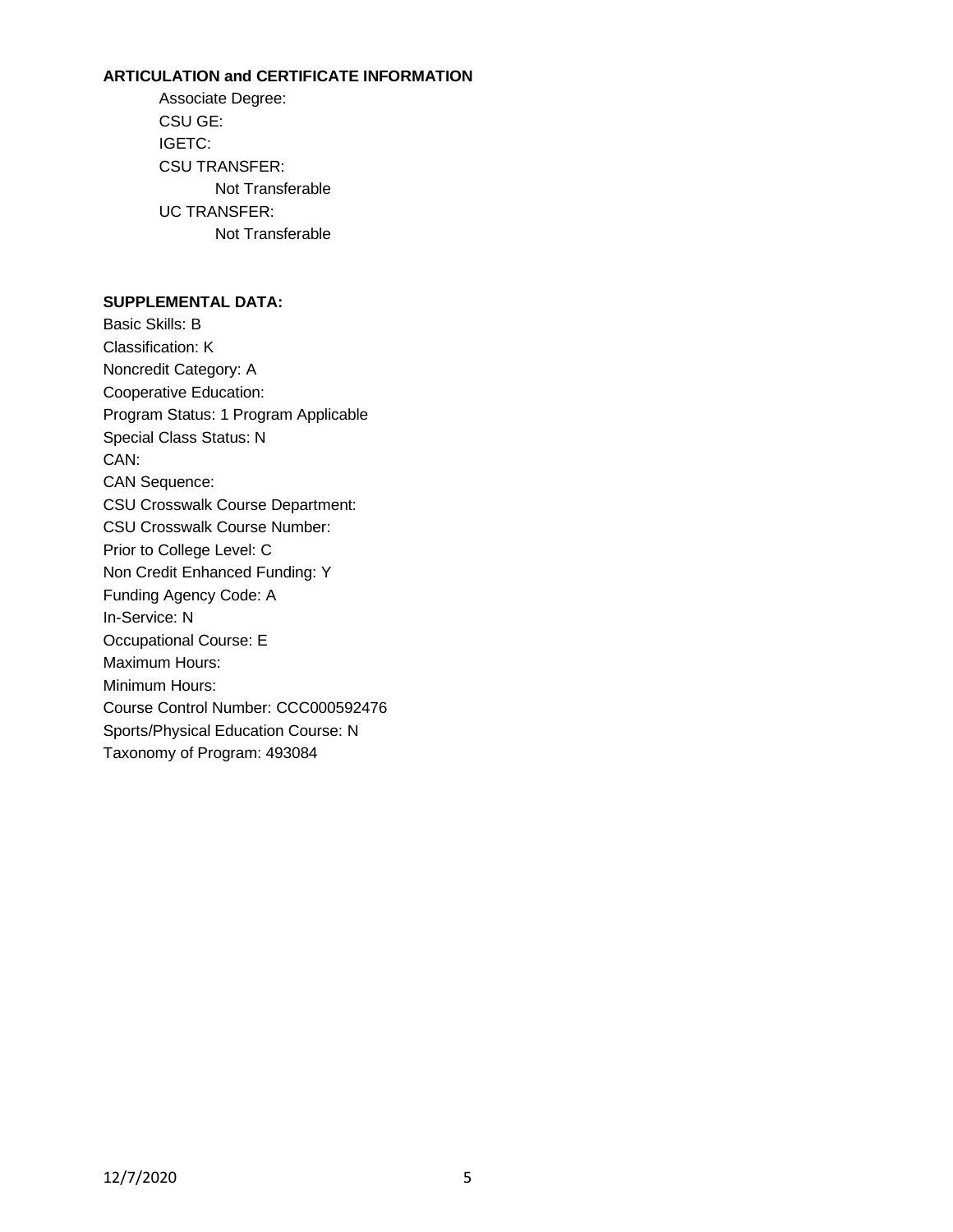**ARTICULATION and CERTIFICATE INFORMATION**

Associate Degree:
CSU GE:
IGETC:
CSU TRANSFER:
Not Transferable
UC TRANSFER:
Not Transferable

**SUPPLEMENTAL DATA:**

Basic Skills: B
Classification: K
Noncredit Category: A
Cooperative Education:
Program Status: 1 Program Applicable
Special Class Status: N
CAN:
CAN Sequence:
CSU Crosswalk Course Department:
CSU Crosswalk Course Number:
Prior to College Level: C
Non Credit Enhanced Funding: Y
Funding Agency Code: A
In-Service: N
Occupational Course: E
Maximum Hours:
Minimum Hours:
Course Control Number: CCC000592476
Sports/Physical Education Course: N
Taxonomy of Program: 493084